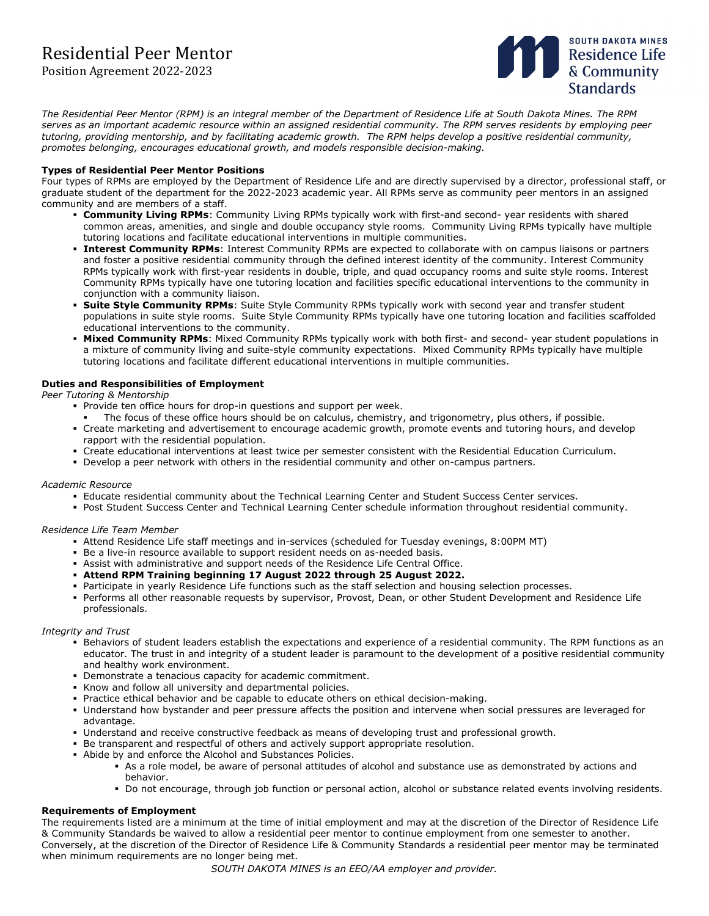# Residential Peer Mentor

Position Agreement 2022-2023

SOUTH DAKOTA MINES
Residence Life
& Community
Standards

*The Residential Peer Mentor (RPM) is an integral member of the Department of Residence Life at South Dakota Mines. The RPM serves as an important academic resource within an assigned residential community. The RPM serves residents by employing peer tutoring, providing mentorship, and by facilitating academic growth. The RPM helps develop a positive residential community, promotes belonging, encourages educational growth, and models responsible decision-making.*

**Types of Residential Peer Mentor Positions**

Four types of RPMs are employed by the Department of Residence Life and are directly supervised by a director, professional staff, or graduate student of the department for the 2022-2023 academic year. All RPMs serve as community peer mentors in an assigned community and are members of a staff.

- **Community Living RPMs**: Community Living RPMs typically work with first-and second- year residents with shared common areas, amenities, and single and double occupancy style rooms. Community Living RPMs typically have multiple tutoring locations and facilitate educational interventions in multiple communities.
- **Interest Community RPMs**: Interest Community RPMs are expected to collaborate with on campus liaisons or partners and foster a positive residential community through the defined interest identity of the community. Interest Community RPMs typically work with first-year residents in double, triple, and quad occupancy rooms and suite style rooms. Interest Community RPMs typically have one tutoring location and facilities specific educational interventions to the community in conjunction with a community liaison.
- **Suite Style Community RPMs**: Suite Style Community RPMs typically work with second year and transfer student populations in suite style rooms. Suite Style Community RPMs typically have one tutoring location and facilities scaffolded educational interventions to the community.
- **Mixed Community RPMs**: Mixed Community RPMs typically work with both first- and second- year student populations in a mixture of community living and suite-style community expectations. Mixed Community RPMs typically have multiple tutoring locations and facilitate different educational interventions in multiple communities.

**Duties and Responsibilities of Employment**

*Peer Tutoring & Mentorship*

- Provide ten office hours for drop-in questions and support per week.
  - The focus of these office hours should be on calculus, chemistry, and trigonometry, plus others, if possible.
- Create marketing and advertisement to encourage academic growth, promote events and tutoring hours, and develop rapport with the residential population.
- Create educational interventions at least twice per semester consistent with the Residential Education Curriculum.
- Develop a peer network with others in the residential community and other on-campus partners.

*Academic Resource*

- Educate residential community about the Technical Learning Center and Student Success Center services.
- Post Student Success Center and Technical Learning Center schedule information throughout residential community.

*Residence Life Team Member*

- Attend Residence Life staff meetings and in-services (scheduled for Tuesday evenings, 8:00PM MT)
- Be a live-in resource available to support resident needs on as-needed basis.
- Assist with administrative and support needs of the Residence Life Central Office.
- **Attend RPM Training beginning 17 August 2022 through 25 August 2022.**
- Participate in yearly Residence Life functions such as the staff selection and housing selection processes.
- Performs all other reasonable requests by supervisor, Provost, Dean, or other Student Development and Residence Life professionals.

*Integrity and Trust*

- Behaviors of student leaders establish the expectations and experience of a residential community. The RPM functions as an educator. The trust in and integrity of a student leader is paramount to the development of a positive residential community and healthy work environment.
- Demonstrate a tenacious capacity for academic commitment.
- Know and follow all university and departmental policies.
- Practice ethical behavior and be capable to educate others on ethical decision-making.
- Understand how bystander and peer pressure affects the position and intervene when social pressures are leveraged for advantage.
- Understand and receive constructive feedback as means of developing trust and professional growth.
- Be transparent and respectful of others and actively support appropriate resolution.
- Abide by and enforce the Alcohol and Substances Policies.
  - As a role model, be aware of personal attitudes of alcohol and substance use as demonstrated by actions and behavior.
  - Do not encourage, through job function or personal action, alcohol or substance related events involving residents.

**Requirements of Employment**

The requirements listed are a minimum at the time of initial employment and may at the discretion of the Director of Residence Life & Community Standards be waived to allow a residential peer mentor to continue employment from one semester to another. Conversely, at the discretion of the Director of Residence Life & Community Standards a residential peer mentor may be terminated when minimum requirements are no longer being met.

*SOUTH DAKOTA MINES is an EEO/AA employer and provider.*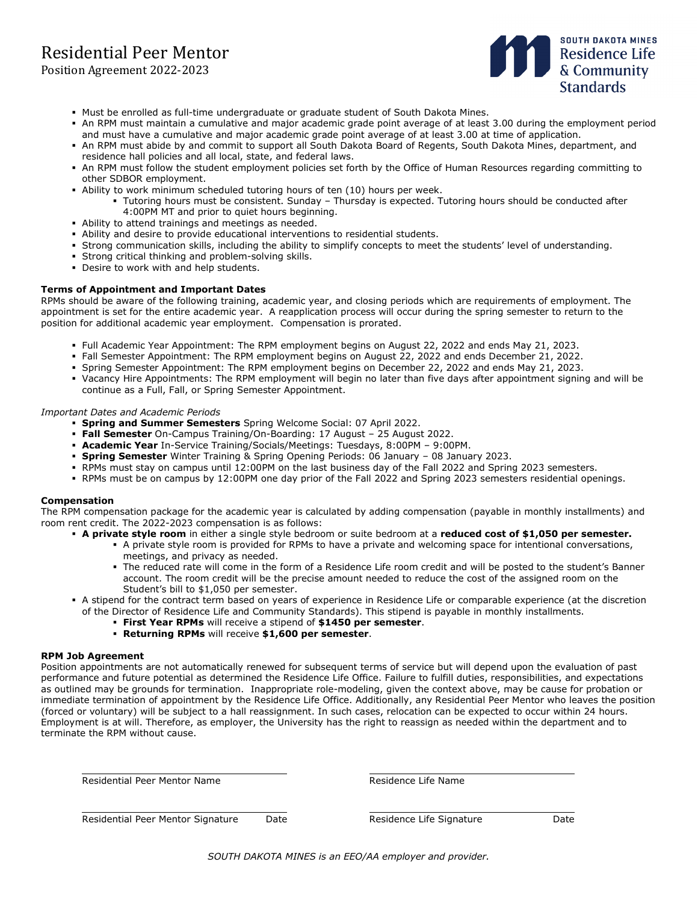# Residential Peer Mentor

Position Agreement 2022-2023

SOUTH DAKOTA MINES Residence Life & Community Standards

- Must be enrolled as full-time undergraduate or graduate student of South Dakota Mines.
- An RPM must maintain a cumulative and major academic grade point average of at least 3.00 during the employment period and must have a cumulative and major academic grade point average of at least 3.00 at time of application.
- An RPM must abide by and commit to support all South Dakota Board of Regents, South Dakota Mines, department, and residence hall policies and all local, state, and federal laws.
- An RPM must follow the student employment policies set forth by the Office of Human Resources regarding committing to other SDBOR employment.
- Ability to work minimum scheduled tutoring hours of ten (10) hours per week.
    - Tutoring hours must be consistent. Sunday – Thursday is expected. Tutoring hours should be conducted after 4:00PM MT and prior to quiet hours beginning.
- Ability to attend trainings and meetings as needed.
- Ability and desire to provide educational interventions to residential students.
- Strong communication skills, including the ability to simplify concepts to meet the students' level of understanding.
- Strong critical thinking and problem-solving skills.
- Desire to work with and help students.

**Terms of Appointment and Important Dates**

RPMs should be aware of the following training, academic year, and closing periods which are requirements of employment. The appointment is set for the entire academic year. A reapplication process will occur during the spring semester to return to the position for additional academic year employment. Compensation is prorated.

- Full Academic Year Appointment: The RPM employment begins on August 22, 2022 and ends May 21, 2023.
- Fall Semester Appointment: The RPM employment begins on August 22, 2022 and ends December 21, 2022.
- Spring Semester Appointment: The RPM employment begins on December 22, 2022 and ends May 21, 2023.
- Vacancy Hire Appointments: The RPM employment will begin no later than five days after appointment signing and will be continue as a Full, Fall, or Spring Semester Appointment.

*Important Dates and Academic Periods*

- **Spring and Summer Semesters** Spring Welcome Social: 07 April 2022.
- **Fall Semester** On-Campus Training/On-Boarding: 17 August – 25 August 2022.
- **Academic Year** In-Service Training/Socials/Meetings: Tuesdays, 8:00PM – 9:00PM.
- **Spring Semester** Winter Training & Spring Opening Periods: 06 January – 08 January 2023.
- RPMs must stay on campus until 12:00PM on the last business day of the Fall 2022 and Spring 2023 semesters.
- RPMs must be on campus by 12:00PM one day prior of the Fall 2022 and Spring 2023 semesters residential openings.

**Compensation**

The RPM compensation package for the academic year is calculated by adding compensation (payable in monthly installments) and room rent credit. The 2022-2023 compensation is as follows:

- **A private style room** in either a single style bedroom or suite bedroom at a **reduced cost of $1,050 per semester.**
    - A private style room is provided for RPMs to have a private and welcoming space for intentional conversations, meetings, and privacy as needed.
    - The reduced rate will come in the form of a Residence Life room credit and will be posted to the student's Banner account. The room credit will be the precise amount needed to reduce the cost of the assigned room on the Student's bill to $1,050 per semester.
- A stipend for the contract term based on years of experience in Residence Life or comparable experience (at the discretion of the Director of Residence Life and Community Standards). This stipend is payable in monthly installments.
    - **First Year RPMs** will receive a stipend of **$1450 per semester**.
    - **Returning RPMs** will receive **$1,600 per semester**.

**RPM Job Agreement**

Position appointments are not automatically renewed for subsequent terms of service but will depend upon the evaluation of past performance and future potential as determined the Residence Life Office. Failure to fulfill duties, responsibilities, and expectations as outlined may be grounds for termination. Inappropriate role-modeling, given the context above, may be cause for probation or immediate termination of appointment by the Residence Life Office. Additionally, any Residential Peer Mentor who leaves the position (forced or voluntary) will be subject to a hall reassignment. In such cases, relocation can be expected to occur within 24 hours. Employment is at will. Therefore, as employer, the University has the right to reassign as needed within the department and to terminate the RPM without cause.

Residential Peer Mentor Name ______________________  Residence Life Name ______________________

Residential Peer Mentor Signature ______ Date ______  Residence Life Signature ______ Date ______

*SOUTH DAKOTA MINES is an EEO/AA employer and provider.*